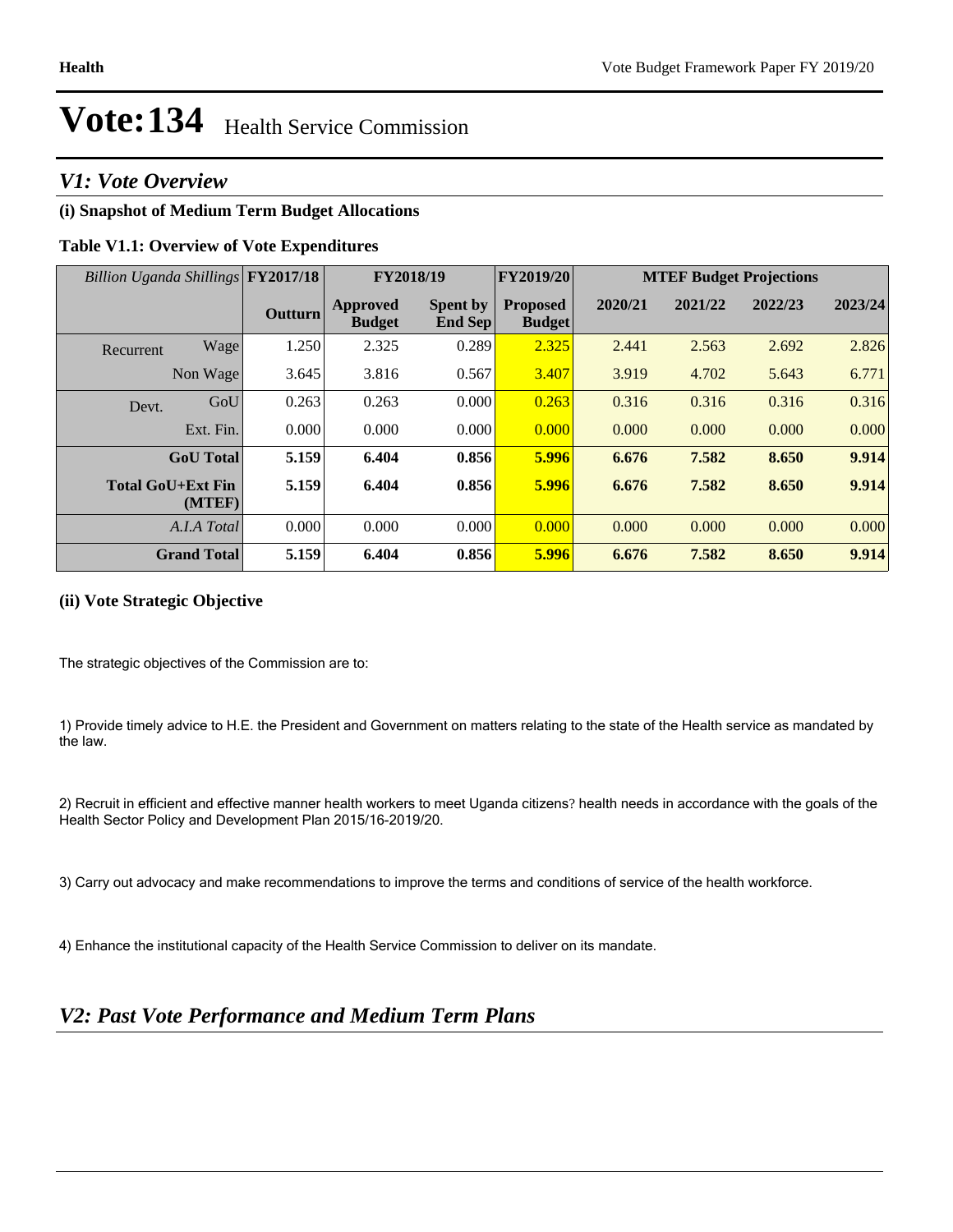# Vote:134 Health Service Commission

## *V1: Vote Overview*

### (i) Snapshot of Medium Term Budget Allocations

**Table V1.1: Overview of Vote Expenditures**

| *Billion Uganda Shillings* | | FY2017/18 | FY2018/19 | | FY2019/20 | MTEF Budget Projections | | | |
|---|---|---|---|---|---|---|---|---|---|
| | | Outturn | Approved Budget | Spent by End Sep | Proposed Budget | 2020/21 | 2021/22 | 2022/23 | 2023/24 |
| Recurrent | Wage | 1.250 | 2.325 | 0.289 | 2.325 | 2.441 | 2.563 | 2.692 | 2.826 |
| | Non Wage | 3.645 | 3.816 | 0.567 | 3.407 | 3.919 | 4.702 | 5.643 | 6.771 |
| Devt. | GoU | 0.263 | 0.263 | 0.000 | 0.263 | 0.316 | 0.316 | 0.316 | 0.316 |
| | Ext. Fin. | 0.000 | 0.000 | 0.000 | 0.000 | 0.000 | 0.000 | 0.000 | 0.000 |
| **GoU Total** | | **5.159** | **6.404** | **0.856** | **5.996** | **6.676** | **7.582** | **8.650** | **9.914** |
| **Total GoU+Ext Fin (MTEF)** | | **5.159** | **6.404** | **0.856** | **5.996** | **6.676** | **7.582** | **8.650** | **9.914** |
| *A.I.A Total* | | 0.000 | 0.000 | 0.000 | 0.000 | 0.000 | 0.000 | 0.000 | 0.000 |
| **Grand Total** | | **5.159** | **6.404** | **0.856** | **5.996** | **6.676** | **7.582** | **8.650** | **9.914** |

### (ii) Vote Strategic Objective

The strategic objectives of the Commission are to:

1) Provide timely advice to H.E. the President and Government on matters relating to the state of the Health service as mandated by the law.

2) Recruit in efficient and effective manner health workers to meet Uganda citizens? health needs in accordance with the goals of the Health Sector Policy and Development Plan 2015/16-2019/20.

3) Carry out advocacy and make recommendations to improve the terms and conditions of service of the health workforce.

4) Enhance the institutional capacity of the Health Service Commission to deliver on its mandate.

## *V2: Past Vote Performance and Medium Term Plans*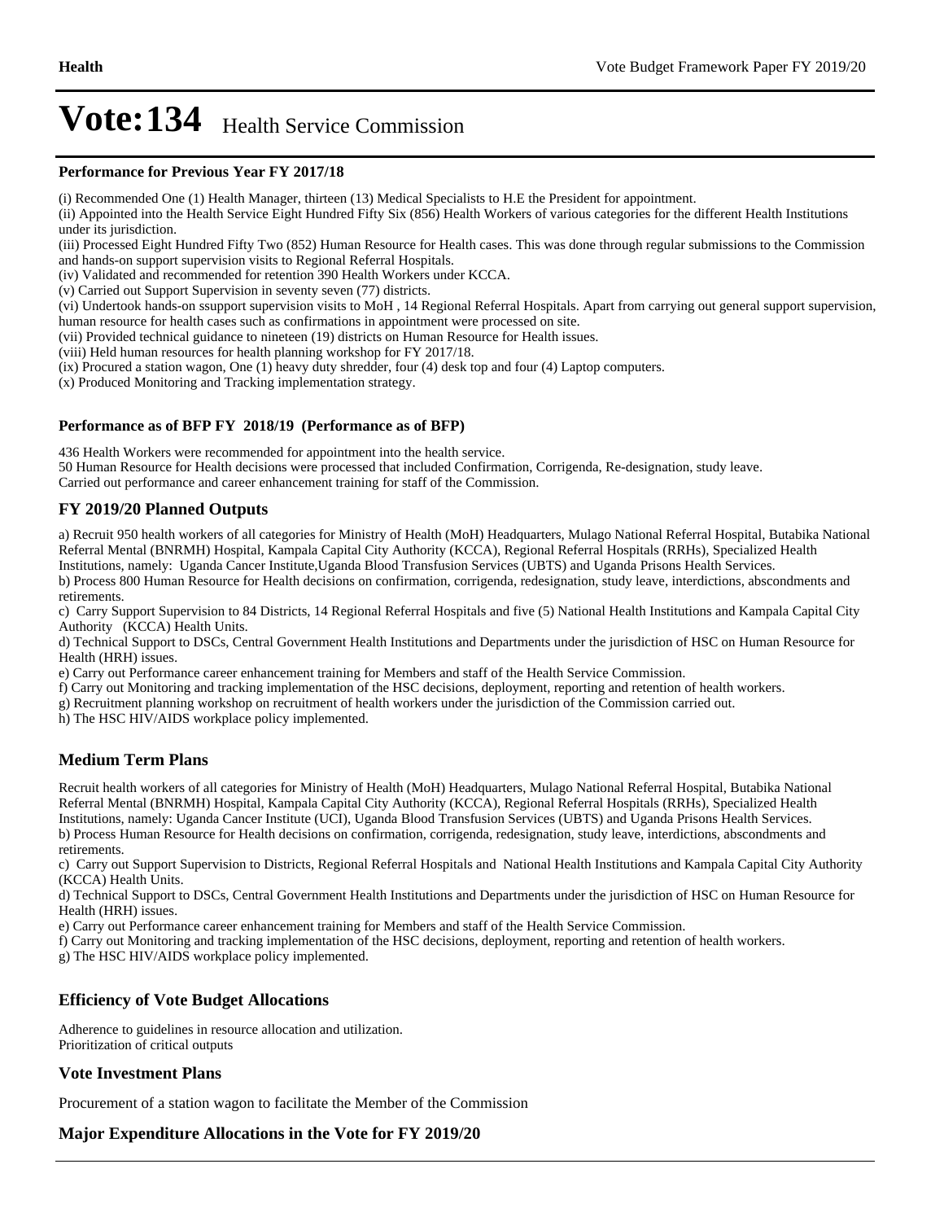# Vote:134 Health Service Commission

**Performance for Previous Year FY 2017/18**

(i) Recommended One (1) Health Manager, thirteen (13) Medical Specialists to H.E the President for appointment.
(ii) Appointed into the Health Service Eight Hundred Fifty Six (856) Health Workers of various categories for the different Health Institutions under its jurisdiction.
(iii) Processed Eight Hundred Fifty Two (852) Human Resource for Health cases. This was done through regular submissions to the Commission and hands-on support supervision visits to Regional Referral Hospitals.
(iv) Validated and recommended for retention 390 Health Workers under KCCA.
(v) Carried out Support Supervision in seventy seven (77) districts.
(vi) Undertook hands-on ssupport supervision visits to MoH , 14 Regional Referral Hospitals. Apart from carrying out general support supervision, human resource for health cases such as confirmations in appointment were processed on site.
(vii) Provided technical guidance to nineteen (19) districts on Human Resource for Health issues.
(viii) Held human resources for health planning workshop for FY 2017/18.
(ix) Procured a station wagon, One (1) heavy duty shredder, four (4) desk top and four (4) Laptop computers.
(x) Produced Monitoring and Tracking implementation strategy.

**Performance as of BFP FY 2018/19 (Performance as of BFP)**

436 Health Workers were recommended for appointment into the health service.
50 Human Resource for Health decisions were processed that included Confirmation, Corrigenda, Re-designation, study leave.
Carried out performance and career enhancement training for staff of the Commission.

## FY 2019/20 Planned Outputs

a) Recruit 950 health workers of all categories for Ministry of Health (MoH) Headquarters, Mulago National Referral Hospital, Butabika National Referral Mental (BNRMH) Hospital, Kampala Capital City Authority (KCCA), Regional Referral Hospitals (RRHs), Specialized Health Institutions, namely: Uganda Cancer Institute,Uganda Blood Transfusion Services (UBTS) and Uganda Prisons Health Services.
b) Process 800 Human Resource for Health decisions on confirmation, corrigenda, redesignation, study leave, interdictions, abscondments and retirements.
c) Carry Support Supervision to 84 Districts, 14 Regional Referral Hospitals and five (5) National Health Institutions and Kampala Capital City Authority (KCCA) Health Units.
d) Technical Support to DSCs, Central Government Health Institutions and Departments under the jurisdiction of HSC on Human Resource for Health (HRH) issues.
e) Carry out Performance career enhancement training for Members and staff of the Health Service Commission.
f) Carry out Monitoring and tracking implementation of the HSC decisions, deployment, reporting and retention of health workers.
g) Recruitment planning workshop on recruitment of health workers under the jurisdiction of the Commission carried out.
h) The HSC HIV/AIDS workplace policy implemented.

## Medium Term Plans

Recruit health workers of all categories for Ministry of Health (MoH) Headquarters, Mulago National Referral Hospital, Butabika National Referral Mental (BNRMH) Hospital, Kampala Capital City Authority (KCCA), Regional Referral Hospitals (RRHs), Specialized Health Institutions, namely: Uganda Cancer Institute (UCI), Uganda Blood Transfusion Services (UBTS) and Uganda Prisons Health Services.
b) Process Human Resource for Health decisions on confirmation, corrigenda, redesignation, study leave, interdictions, abscondments and retirements.
c) Carry out Support Supervision to Districts, Regional Referral Hospitals and National Health Institutions and Kampala Capital City Authority (KCCA) Health Units.
d) Technical Support to DSCs, Central Government Health Institutions and Departments under the jurisdiction of HSC on Human Resource for Health (HRH) issues.
e) Carry out Performance career enhancement training for Members and staff of the Health Service Commission.
f) Carry out Monitoring and tracking implementation of the HSC decisions, deployment, reporting and retention of health workers.
g) The HSC HIV/AIDS workplace policy implemented.

## Efficiency of Vote Budget Allocations

Adherence to guidelines in resource allocation and utilization.
Prioritization of critical outputs

## Vote Investment Plans

Procurement of a station wagon to facilitate the Member of the Commission

## Major Expenditure Allocations in the Vote for FY 2019/20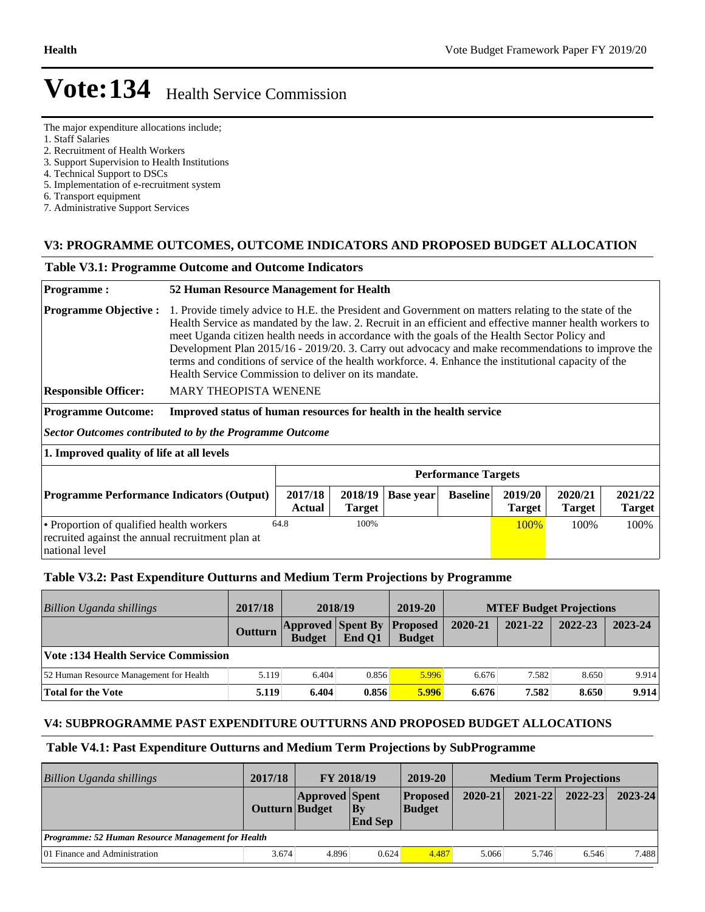# Vote:134 Health Service Commission

The major expenditure allocations include;
1. Staff Salaries
2. Recruitment of Health Workers
3. Support Supervision to Health Institutions
4. Technical Support to DSCs
5. Implementation of e-recruitment system
6. Transport equipment
7. Administrative Support Services

## V3: PROGRAMME OUTCOMES, OUTCOME INDICATORS AND PROPOSED BUDGET ALLOCATION

### Table V3.1: Programme Outcome and Outcome Indicators

**Programme :** 52 Human Resource Management for Health

**Programme Objective :** 1. Provide timely advice to H.E. the President and Government on matters relating to the state of the Health Service as mandated by the law. 2. Recruit in an efficient and effective manner health workers to meet Uganda citizen health needs in accordance with the goals of the Health Sector Policy and Development Plan 2015/16 - 2019/20. 3. Carry out advocacy and make recommendations to improve the terms and conditions of service of the health workforce. 4. Enhance the institutional capacity of the Health Service Commission to deliver on its mandate.

**Responsible Officer:** MARY THEOPISTA WENENE

**Programme Outcome:** Improved status of human resources for health in the health service

*Sector Outcomes contributed to by the Programme Outcome*

**1. Improved quality of life at all levels**

| | Performance Targets | | | | | | |
|---|---|---|---|---|---|---|---|
| **Programme Performance Indicators (Output)** | **2017/18 Actual** | **2018/19 Target** | **Base year** | **Baseline** | **2019/20 Target** | **2020/21 Target** | **2021/22 Target** |
| • Proportion of qualified health workers recruited against the annual recruitment plan at national level | 64.8 | 100% | | | 100% | 100% | 100% |

### Table V3.2: Past Expenditure Outturns and Medium Term Projections by Programme

| *Billion Uganda shillings* | 2017/18 | 2018/19 | | 2019-20 | MTEF Budget Projections | | | |
|---|---|---|---|---|---|---|---|---|
| | **Outturn** | **Approved Budget** | **Spent By End Q1** | **Proposed Budget** | **2020-21** | **2021-22** | **2022-23** | **2023-24** |
| **Vote :134 Health Service Commission** | | | | | | | | |
| 52 Human Resource Management for Health | 5.119 | 6.404 | 0.856 | 5.996 | 6.676 | 7.582 | 8.650 | 9.914 |
| **Total for the Vote** | **5.119** | **6.404** | **0.856** | **5.996** | **6.676** | **7.582** | **8.650** | **9.914** |

## V4: SUBPROGRAMME PAST EXPENDITURE OUTTURNS AND PROPOSED BUDGET ALLOCATIONS

### Table V4.1: Past Expenditure Outturns and Medium Term Projections by SubProgramme

| *Billion Uganda shillings* | 2017/18 | FY 2018/19 | | 2019-20 | Medium Term Projections | | | |
|---|---|---|---|---|---|---|---|---|
| | **Outturn** | **Approved Budget** | **Spent By End Sep** | **Proposed Budget** | **2020-21** | **2021-22** | **2022-23** | **2023-24** |
| ***Programme: 52 Human Resource Management for Health*** | | | | | | | | |
| 01 Finance and Administration | 3.674 | 4.896 | 0.624 | 4.487 | 5.066 | 5.746 | 6.546 | 7.488 |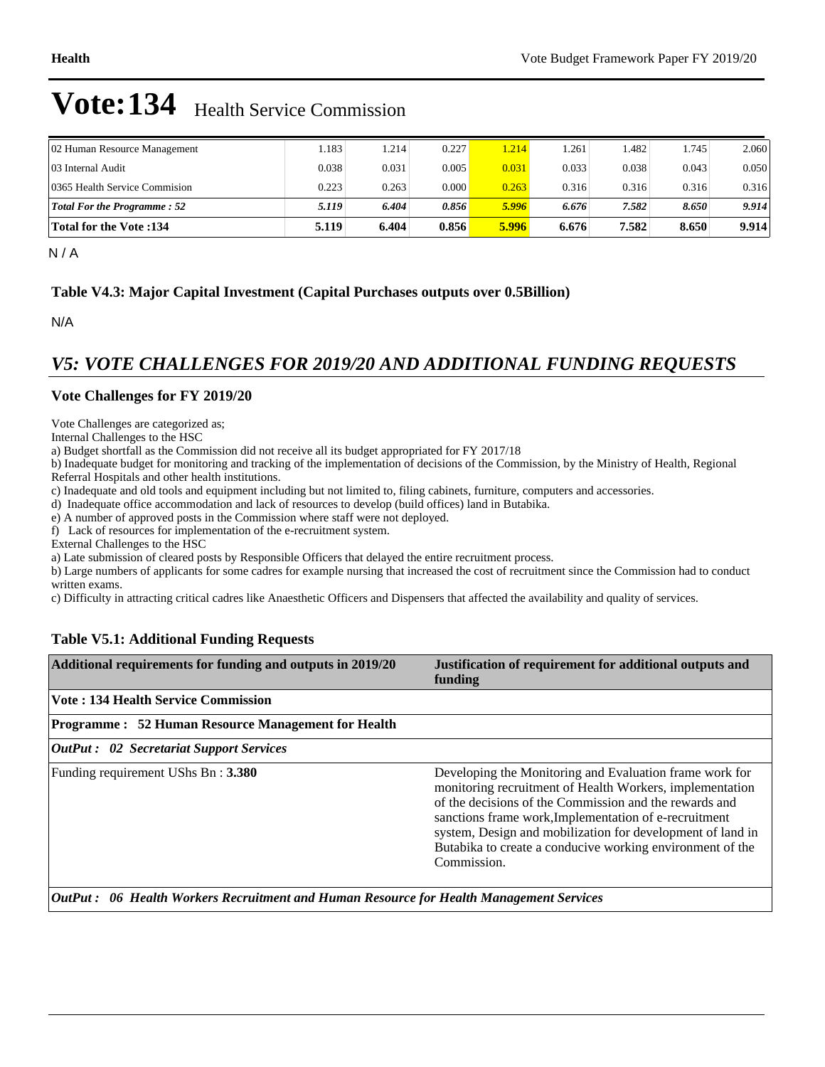# Vote:134 Health Service Commission

| | | | | | | | | |
|---|---|---|---|---|---|---|---|---|
| 02 Human Resource Management | 1.183 | 1.214 | 0.227 | 1.214 | 1.261 | 1.482 | 1.745 | 2.060 |
| 03 Internal Audit | 0.038 | 0.031 | 0.005 | 0.031 | 0.033 | 0.038 | 0.043 | 0.050 |
| 0365 Health Service Commision | 0.223 | 0.263 | 0.000 | 0.263 | 0.316 | 0.316 | 0.316 | 0.316 |
| ***Total For the Programme : 52*** | ***5.119*** | ***6.404*** | ***0.856*** | ***5.996*** | ***6.676*** | ***7.582*** | ***8.650*** | ***9.914*** |
| **Total for the Vote :134** | **5.119** | **6.404** | **0.856** | **5.996** | **6.676** | **7.582** | **8.650** | **9.914** |

N / A

### Table V4.3: Major Capital Investment (Capital Purchases outputs over 0.5Billion)

N/A

## *V5: VOTE CHALLENGES FOR 2019/20 AND ADDITIONAL FUNDING REQUESTS*

### Vote Challenges for FY 2019/20

Vote Challenges are categorized as;

Internal Challenges to the HSC

a) Budget shortfall as the Commission did not receive all its budget appropriated for FY 2017/18

b) Inadequate budget for monitoring and tracking of the implementation of decisions of the Commission, by the Ministry of Health, Regional Referral Hospitals and other health institutions.

c) Inadequate and old tools and equipment including but not limited to, filing cabinets, furniture, computers and accessories.

d) Inadequate office accommodation and lack of resources to develop (build offices) land in Butabika.

e) A number of approved posts in the Commission where staff were not deployed.

f) Lack of resources for implementation of the e-recruitment system.

External Challenges to the HSC

a) Late submission of cleared posts by Responsible Officers that delayed the entire recruitment process.

b) Large numbers of applicants for some cadres for example nursing that increased the cost of recruitment since the Commission had to conduct written exams.

c) Difficulty in attracting critical cadres like Anaesthetic Officers and Dispensers that affected the availability and quality of services.

### Table V5.1: Additional Funding Requests

| Additional requirements for funding and outputs in 2019/20 | Justification of requirement for additional outputs and funding |
|---|---|
| **Vote : 134 Health Service Commission** | |
| **Programme : 52 Human Resource Management for Health** | |
| ***OutPut : 02 Secretariat Support Services*** | |
| Funding requirement UShs Bn : **3.380** | Developing the Monitoring and Evaluation frame work for monitoring recruitment of Health Workers, implementation of the decisions of the Commission and the rewards and sanctions frame work,Implementation of e-recruitment system, Design and mobilization for development of land in Butabika to create a conducive working environment of the Commission. |
| ***OutPut : 06 Health Workers Recruitment and Human Resource for Health Management Services*** | |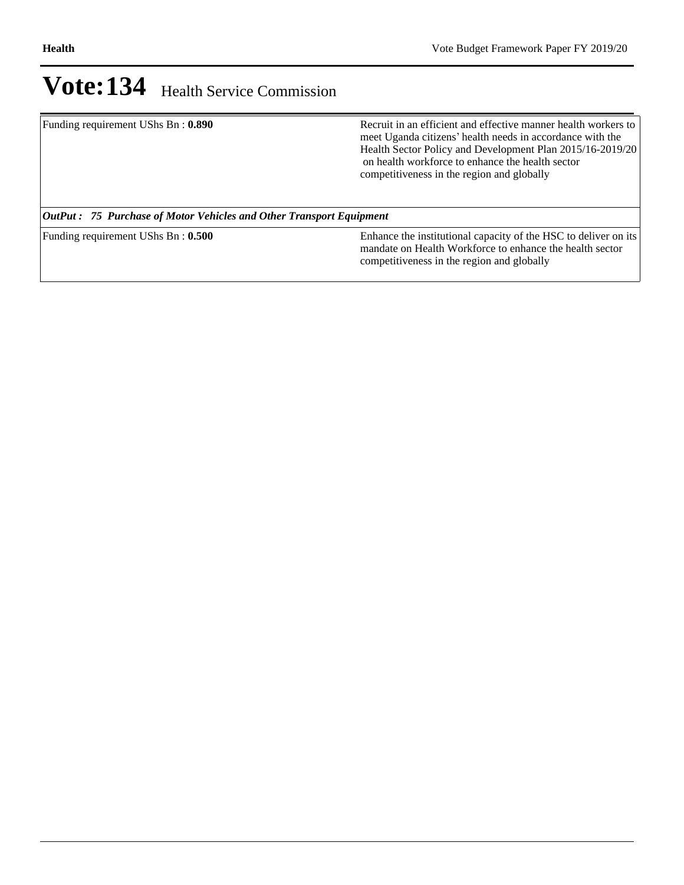# Vote:134 Health Service Commission

| | |
|---|---|
| Funding requirement UShs Bn : **0.890** | Recruit in an efficient and effective manner health workers to meet Uganda citizens' health needs in accordance with the Health Sector Policy and Development Plan 2015/16-2019/20 on health workforce to enhance the health sector competitiveness in the region and globally |
| ***OutPut : 75 Purchase of Motor Vehicles and Other Transport Equipment*** | |
| Funding requirement UShs Bn : **0.500** | Enhance the institutional capacity of the HSC to deliver on its mandate on Health Workforce to enhance the health sector competitiveness in the region and globally |